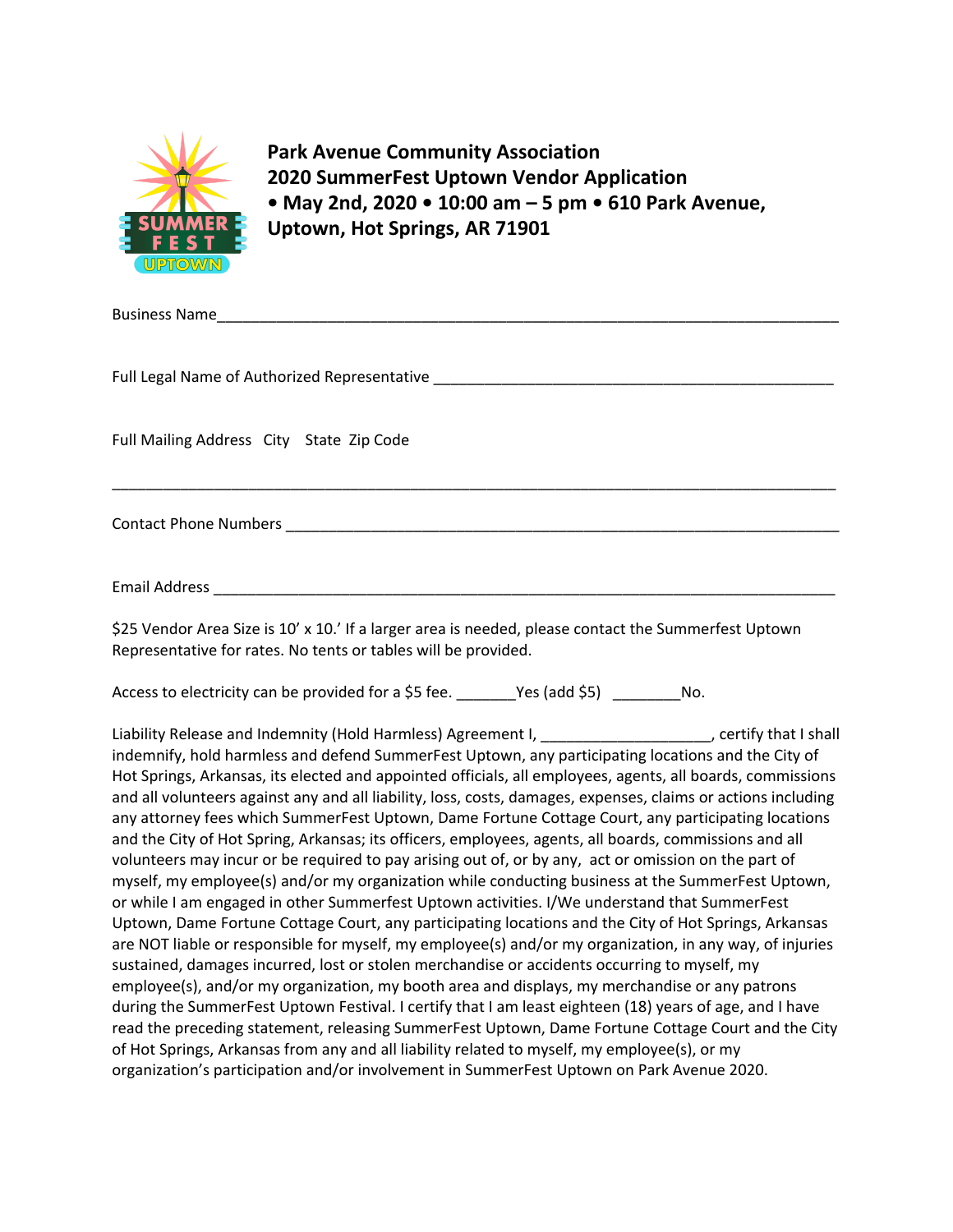**Park Avenue Community Association**
**2020 SummerFest Uptown Vendor Application**
**• May 2nd, 2020 • 10:00 am – 5 pm • 610 Park Avenue, Uptown, Hot Springs, AR 71901**

Business Name_______________________________________________________________________

Full Legal Name of Authorized Representative _________________________________________________

Full Mailing Address City State Zip Code

_____________________________________________________________________________________

Contact Phone Numbers _________________________________________________________________

Email Address _______________________________________________________________________

$25 Vendor Area Size is 10' x 10.' If a larger area is needed, please contact the Summerfest Uptown Representative for rates. No tents or tables will be provided.

Access to electricity can be provided for a $5 fee. _______Yes (add $5) ________No.

Liability Release and Indemnity (Hold Harmless) Agreement I, ___________________, certify that I shall indemnify, hold harmless and defend SummerFest Uptown, any participating locations and the City of Hot Springs, Arkansas, its elected and appointed officials, all employees, agents, all boards, commissions and all volunteers against any and all liability, loss, costs, damages, expenses, claims or actions including any attorney fees which SummerFest Uptown, Dame Fortune Cottage Court, any participating locations and the City of Hot Spring, Arkansas; its officers, employees, agents, all boards, commissions and all volunteers may incur or be required to pay arising out of, or by any, act or omission on the part of myself, my employee(s) and/or my organization while conducting business at the SummerFest Uptown, or while I am engaged in other Summerfest Uptown activities. I/We understand that SummerFest Uptown, Dame Fortune Cottage Court, any participating locations and the City of Hot Springs, Arkansas are NOT liable or responsible for myself, my employee(s) and/or my organization, in any way, of injuries sustained, damages incurred, lost or stolen merchandise or accidents occurring to myself, my employee(s), and/or my organization, my booth area and displays, my merchandise or any patrons during the SummerFest Uptown Festival. I certify that I am least eighteen (18) years of age, and I have read the preceding statement, releasing SummerFest Uptown, Dame Fortune Cottage Court and the City of Hot Springs, Arkansas from any and all liability related to myself, my employee(s), or my organization's participation and/or involvement in SummerFest Uptown on Park Avenue 2020.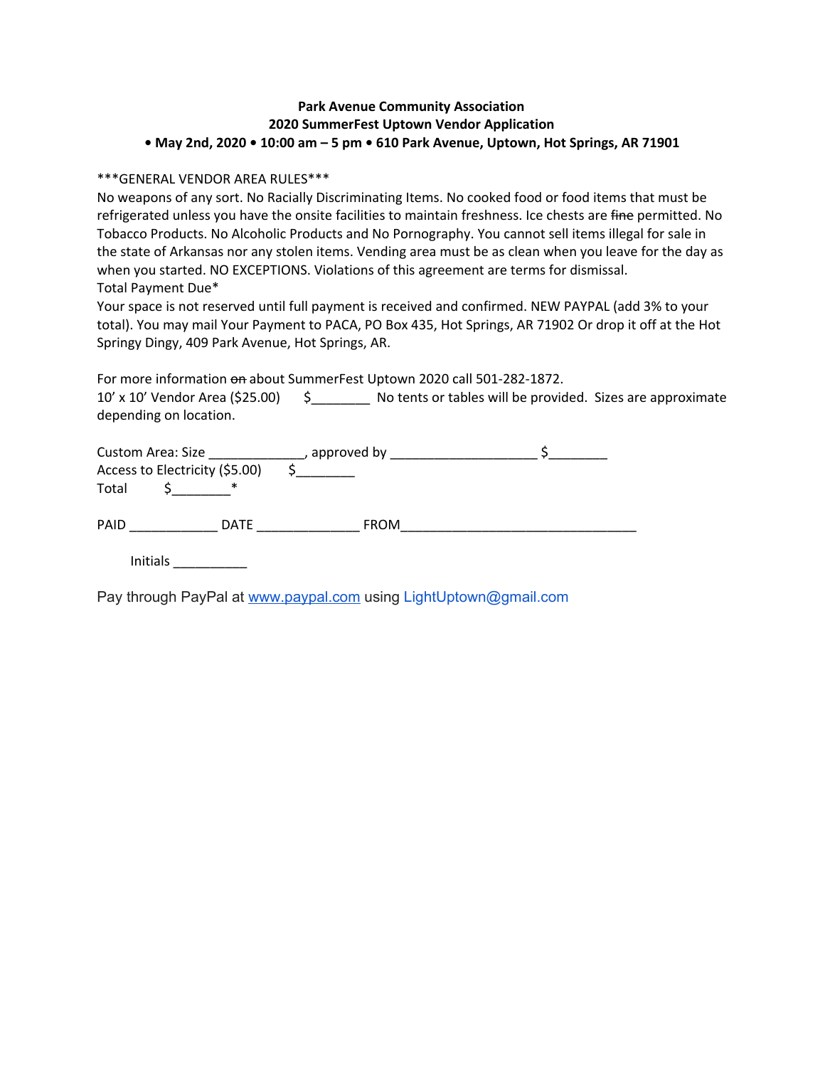**Park Avenue Community Association**
**2020 SummerFest Uptown Vendor Application**
**• May 2nd, 2020 • 10:00 am – 5 pm • 610 Park Avenue, Uptown, Hot Springs, AR 71901**

***GENERAL VENDOR AREA RULES***
No weapons of any sort. No Racially Discriminating Items. No cooked food or food items that must be refrigerated unless you have the onsite facilities to maintain freshness. Ice chests are ~~fine~~ permitted. No Tobacco Products. No Alcoholic Products and No Pornography. You cannot sell items illegal for sale in the state of Arkansas nor any stolen items. Vending area must be as clean when you leave for the day as when you started. NO EXCEPTIONS. Violations of this agreement are terms for dismissal.
Total Payment Due*
Your space is not reserved until full payment is received and confirmed. NEW PAYPAL (add 3% to your total). You may mail Your Payment to PACA, PO Box 435, Hot Springs, AR 71902 Or drop it off at the Hot Springy Dingy, 409 Park Avenue, Hot Springs, AR.

For more information ~~on~~ about SummerFest Uptown 2020 call 501-282-1872.
10' x 10' Vendor Area ($25.00) $________ No tents or tables will be provided. Sizes are approximate depending on location.

Custom Area: Size _____________, approved by ___________________ $________
Access to Electricity ($5.00) $________
Total $________*

PAID ____________ DATE ______________ FROM________________________________

Initials __________

Pay through PayPal at www.paypal.com using LightUptown@gmail.com